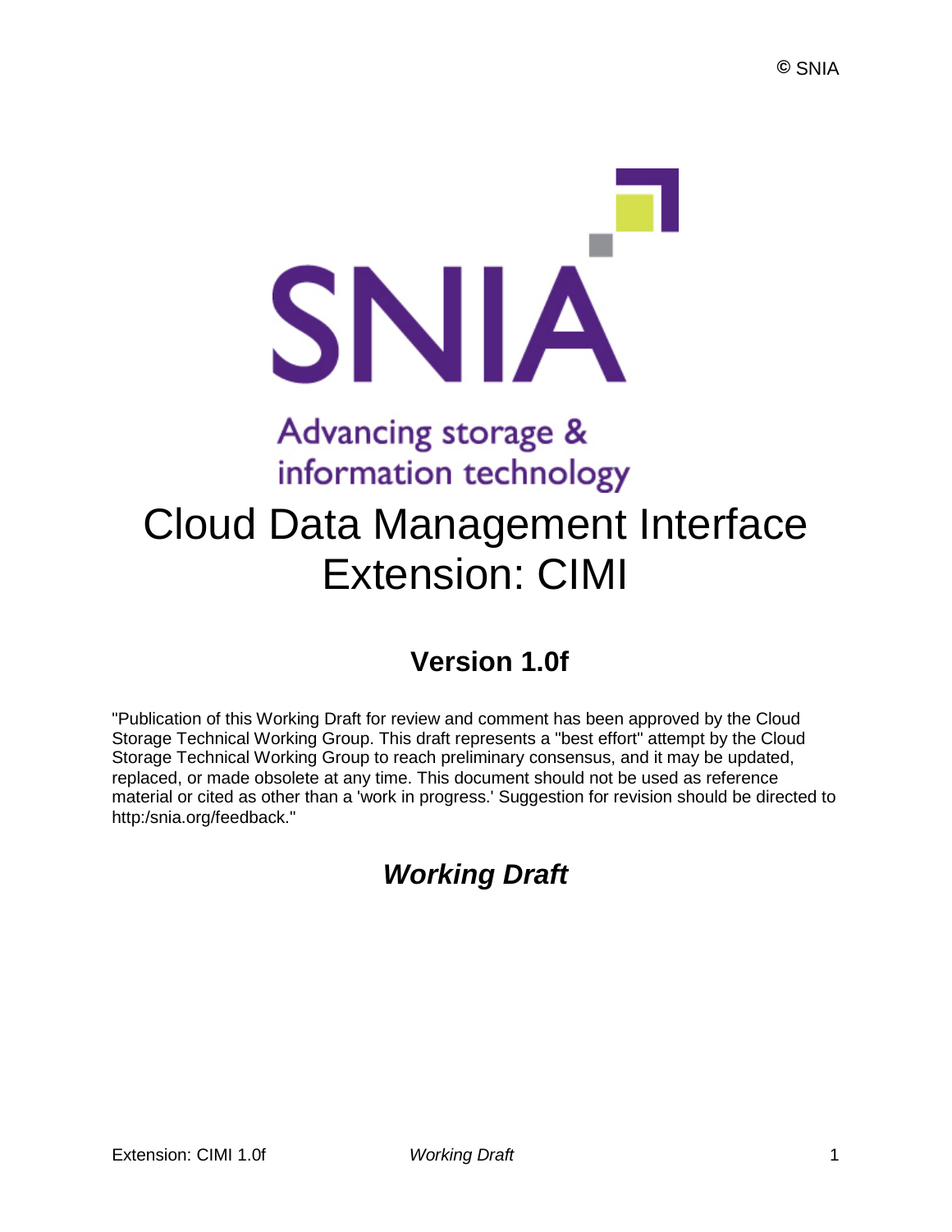© SNIA

SNIA

Advancing storage & information technology

# Cloud Data Management Interface Extension: CIMI

## Version 1.0f

"Publication of this Working Draft for review and comment has been approved by the Cloud Storage Technical Working Group. This draft represents a "best effort" attempt by the Cloud Storage Technical Working Group to reach preliminary consensus, and it may be updated, replaced, or made obsolete at any time. This document should not be used as reference material or cited as other than a 'work in progress.' Suggestion for revision should be directed to http:/snia.org/feedback."

## *Working Draft*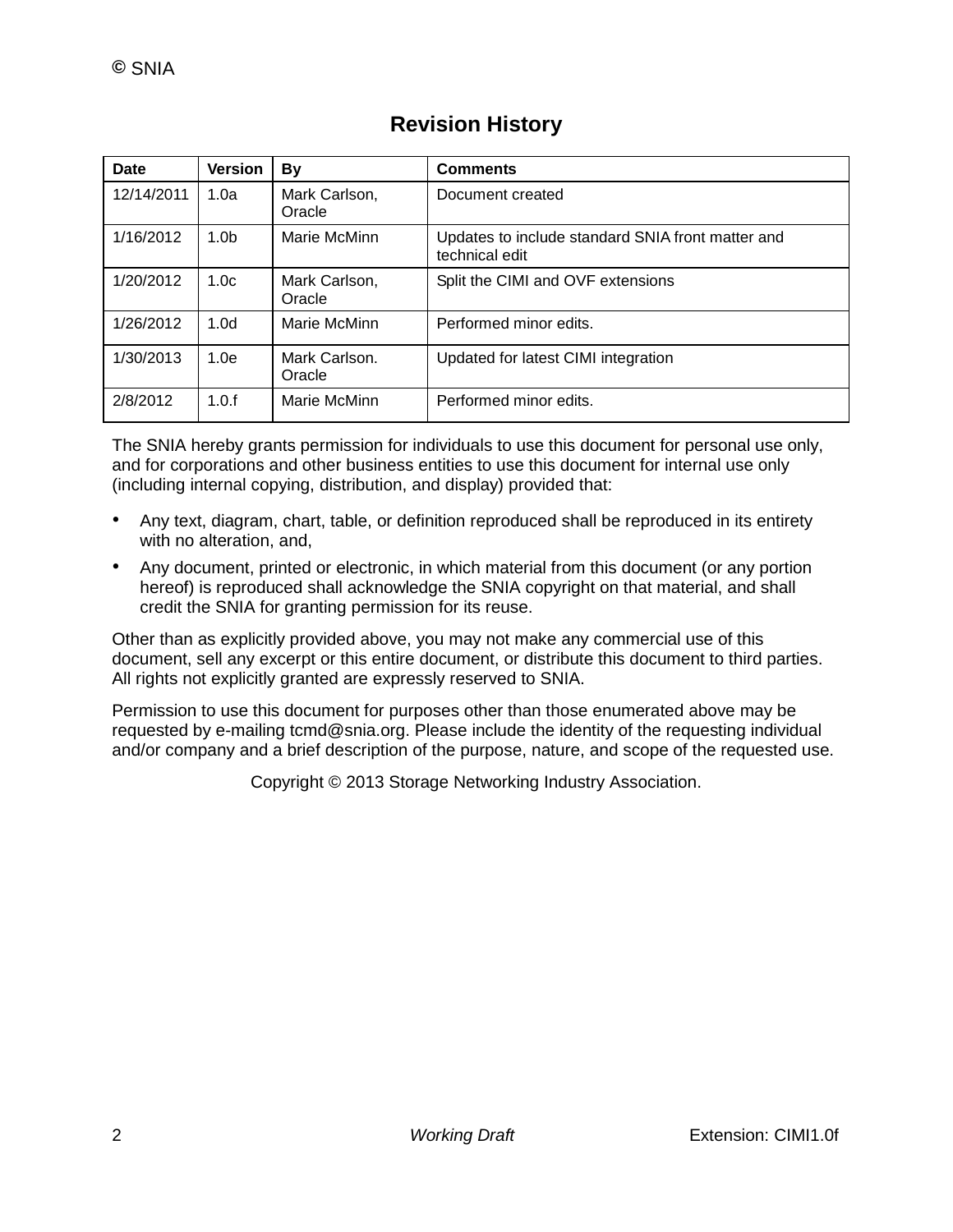## Revision History

| Date | Version | By | Comments |
|---|---|---|---|
| 12/14/2011 | 1.0a | Mark Carlson, Oracle | Document created |
| 1/16/2012 | 1.0b | Marie McMinn | Updates to include standard SNIA front matter and technical edit |
| 1/20/2012 | 1.0c | Mark Carlson, Oracle | Split the CIMI and OVF extensions |
| 1/26/2012 | 1.0d | Marie McMinn | Performed minor edits. |
| 1/30/2013 | 1.0e | Mark Carlson. Oracle | Updated for latest CIMI integration |
| 2/8/2012 | 1.0.f | Marie McMinn | Performed minor edits. |

The SNIA hereby grants permission for individuals to use this document for personal use only, and for corporations and other business entities to use this document for internal use only (including internal copying, distribution, and display) provided that:

- Any text, diagram, chart, table, or definition reproduced shall be reproduced in its entirety with no alteration, and,
- Any document, printed or electronic, in which material from this document (or any portion hereof) is reproduced shall acknowledge the SNIA copyright on that material, and shall credit the SNIA for granting permission for its reuse.

Other than as explicitly provided above, you may not make any commercial use of this document, sell any excerpt or this entire document, or distribute this document to third parties. All rights not explicitly granted are expressly reserved to SNIA.

Permission to use this document for purposes other than those enumerated above may be requested by e-mailing tcmd@snia.org. Please include the identity of the requesting individual and/or company and a brief description of the purpose, nature, and scope of the requested use.

Copyright © 2013 Storage Networking Industry Association.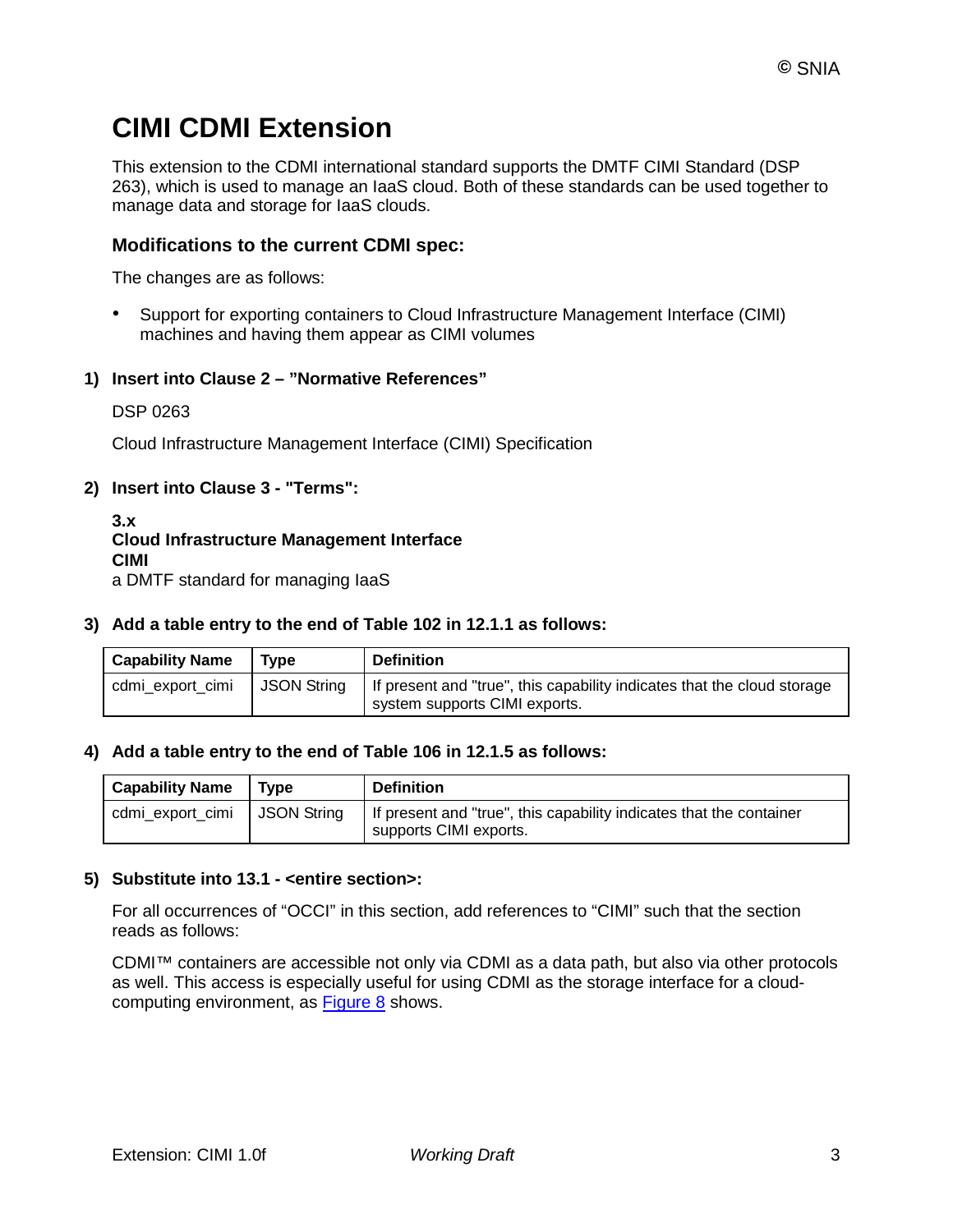# CIMI CDMI Extension

This extension to the CDMI international standard supports the DMTF CIMI Standard (DSP 263), which is used to manage an IaaS cloud. Both of these standards can be used together to manage data and storage for IaaS clouds.

### Modifications to the current CDMI spec:

The changes are as follows:

- Support for exporting containers to Cloud Infrastructure Management Interface (CIMI) machines and having them appear as CIMI volumes

**1) Insert into Clause 2 – "Normative References"**

DSP 0263

Cloud Infrastructure Management Interface (CIMI) Specification

**2) Insert into Clause 3 - "Terms":**

**3.x**
**Cloud Infrastructure Management Interface**
**CIMI**
a DMTF standard for managing IaaS

**3) Add a table entry to the end of Table 102 in 12.1.1 as follows:**

| Capability Name | Type | Definition |
|---|---|---|
| cdmi_export_cimi | JSON String | If present and "true", this capability indicates that the cloud storage system supports CIMI exports. |

**4) Add a table entry to the end of Table 106 in 12.1.5 as follows:**

| Capability Name | Type | Definition |
|---|---|---|
| cdmi_export_cimi | JSON String | If present and "true", this capability indicates that the container supports CIMI exports. |

**5) Substitute into 13.1 - <entire section>:**

For all occurrences of "OCCI" in this section, add references to "CIMI" such that the section reads as follows:

CDMI™ containers are accessible not only via CDMI as a data path, but also via other protocols as well. This access is especially useful for using CDMI as the storage interface for a cloud-computing environment, as Figure 8 shows.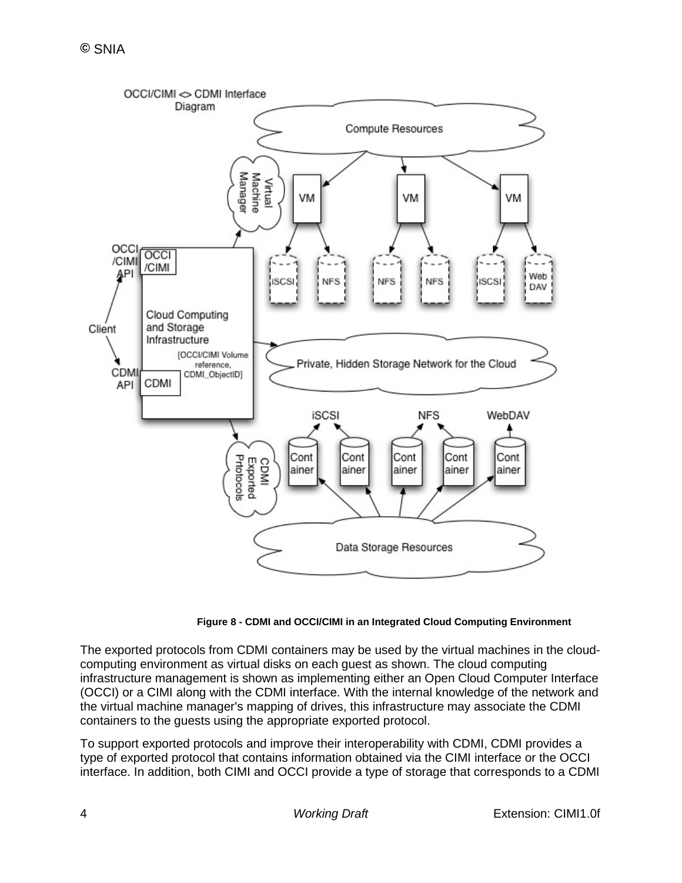**Figure 8 - CDMI and OCCI/CIMI in an Integrated Cloud Computing Environment**

The exported protocols from CDMI containers may be used by the virtual machines in the cloud-computing environment as virtual disks on each guest as shown. The cloud computing infrastructure management is shown as implementing either an Open Cloud Computer Interface (OCCI) or a CIMI along with the CDMI interface. With the internal knowledge of the network and the virtual machine manager's mapping of drives, this infrastructure may associate the CDMI containers to the guests using the appropriate exported protocol.

To support exported protocols and improve their interoperability with CDMI, CDMI provides a type of exported protocol that contains information obtained via the CIMI interface or the OCCI interface. In addition, both CIMI and OCCI provide a type of storage that corresponds to a CDMI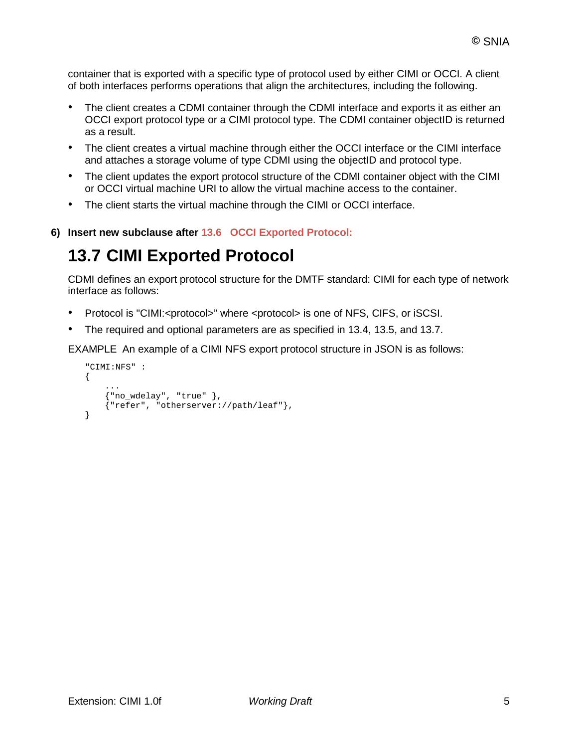container that is exported with a specific type of protocol used by either CIMI or OCCI. A client of both interfaces performs operations that align the architectures, including the following.

- The client creates a CDMI container through the CDMI interface and exports it as either an OCCI export protocol type or a CIMI protocol type. The CDMI container objectID is returned as a result.
- The client creates a virtual machine through either the OCCI interface or the CIMI interface and attaches a storage volume of type CDMI using the objectID and protocol type.
- The client updates the export protocol structure of the CDMI container object with the CIMI or OCCI virtual machine URI to allow the virtual machine access to the container.
- The client starts the virtual machine through the CIMI or OCCI interface.

**6) Insert new subclause after 13.6 OCCI Exported Protocol:**

# 13.7 CIMI Exported Protocol

CDMI defines an export protocol structure for the DMTF standard: CIMI for each type of network interface as follows:

- Protocol is "CIMI:<protocol>" where <protocol> is one of NFS, CIFS, or iSCSI.
- The required and optional parameters are as specified in 13.4, 13.5, and 13.7.

EXAMPLE An example of a CIMI NFS export protocol structure in JSON is as follows:

```
"CIMI:NFS" :
{
    ...
    {"no_wdelay", "true" },
    {"refer", "otherserver://path/leaf"},
}
```